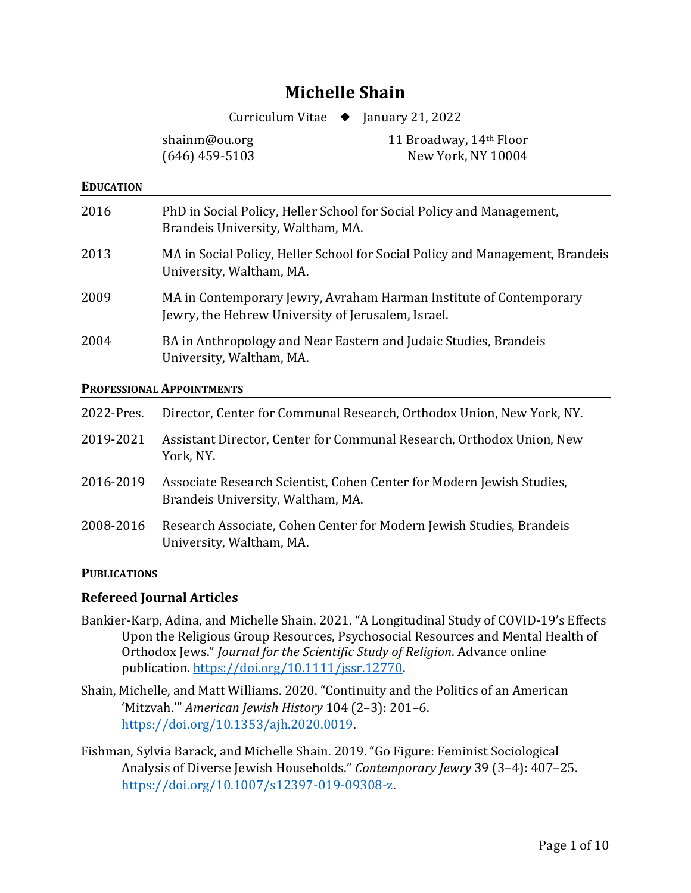# Michelle Shain

Curriculum Vitae ◆ January 21, 2022

shainm@ou.org
(646) 459-5103

11 Broadway, 14th Floor
New York, NY 10004

## Education

2016 PhD in Social Policy, Heller School for Social Policy and Management, Brandeis University, Waltham, MA.

2013 MA in Social Policy, Heller School for Social Policy and Management, Brandeis University, Waltham, MA.

2009 MA in Contemporary Jewry, Avraham Harman Institute of Contemporary Jewry, the Hebrew University of Jerusalem, Israel.

2004 BA in Anthropology and Near Eastern and Judaic Studies, Brandeis University, Waltham, MA.

## Professional Appointments

2022-Pres. Director, Center for Communal Research, Orthodox Union, New York, NY.

2019-2021 Assistant Director, Center for Communal Research, Orthodox Union, New York, NY.

2016-2019 Associate Research Scientist, Cohen Center for Modern Jewish Studies, Brandeis University, Waltham, MA.

2008-2016 Research Associate, Cohen Center for Modern Jewish Studies, Brandeis University, Waltham, MA.

## Publications

### Refereed Journal Articles

Bankier-Karp, Adina, and Michelle Shain. 2021. "A Longitudinal Study of COVID-19's Effects Upon the Religious Group Resources, Psychosocial Resources and Mental Health of Orthodox Jews." *Journal for the Scientific Study of Religion*. Advance online publication. https://doi.org/10.1111/jssr.12770.

Shain, Michelle, and Matt Williams. 2020. "Continuity and the Politics of an American 'Mitzvah.'" *American Jewish History* 104 (2–3): 201–6. https://doi.org/10.1353/ajh.2020.0019.

Fishman, Sylvia Barack, and Michelle Shain. 2019. "Go Figure: Feminist Sociological Analysis of Diverse Jewish Households." *Contemporary Jewry* 39 (3–4): 407–25. https://doi.org/10.1007/s12397-019-09308-z.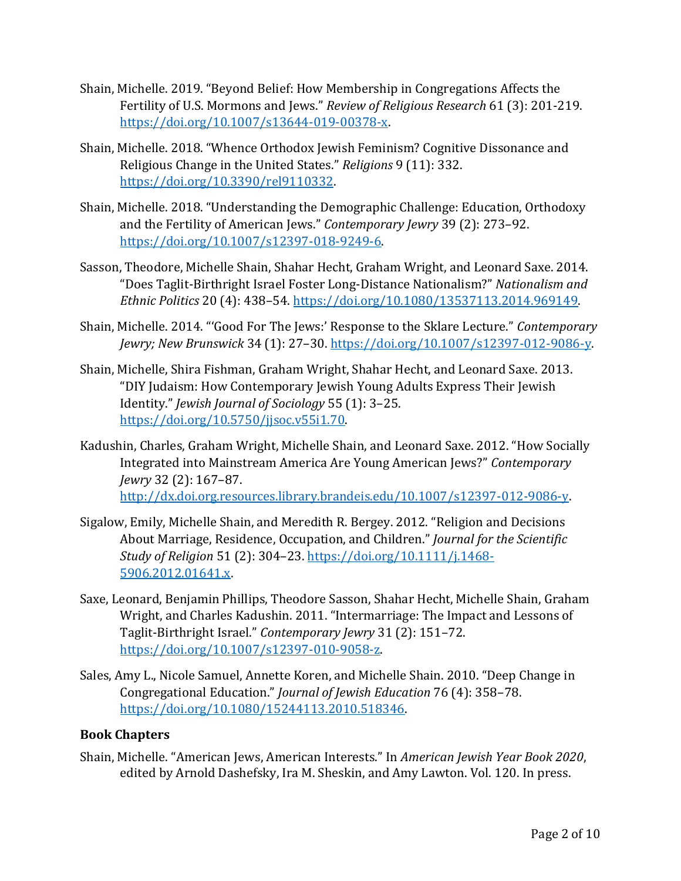Shain, Michelle. 2019. "Beyond Belief: How Membership in Congregations Affects the Fertility of U.S. Mormons and Jews." *Review of Religious Research* 61 (3): 201-219. https://doi.org/10.1007/s13644-019-00378-x.

Shain, Michelle. 2018. "Whence Orthodox Jewish Feminism? Cognitive Dissonance and Religious Change in the United States." *Religions* 9 (11): 332. https://doi.org/10.3390/rel9110332.

Shain, Michelle. 2018. "Understanding the Demographic Challenge: Education, Orthodoxy and the Fertility of American Jews." *Contemporary Jewry* 39 (2): 273–92. https://doi.org/10.1007/s12397-018-9249-6.

Sasson, Theodore, Michelle Shain, Shahar Hecht, Graham Wright, and Leonard Saxe. 2014. "Does Taglit-Birthright Israel Foster Long-Distance Nationalism?" *Nationalism and Ethnic Politics* 20 (4): 438–54. https://doi.org/10.1080/13537113.2014.969149.

Shain, Michelle. 2014. "'Good For The Jews:' Response to the Sklare Lecture." *Contemporary Jewry; New Brunswick* 34 (1): 27–30. https://doi.org/10.1007/s12397-012-9086-y.

Shain, Michelle, Shira Fishman, Graham Wright, Shahar Hecht, and Leonard Saxe. 2013. "DIY Judaism: How Contemporary Jewish Young Adults Express Their Jewish Identity." *Jewish Journal of Sociology* 55 (1): 3–25. https://doi.org/10.5750/jjsoc.v55i1.70.

Kadushin, Charles, Graham Wright, Michelle Shain, and Leonard Saxe. 2012. "How Socially Integrated into Mainstream America Are Young American Jews?" *Contemporary Jewry* 32 (2): 167–87. http://dx.doi.org.resources.library.brandeis.edu/10.1007/s12397-012-9086-y.

Sigalow, Emily, Michelle Shain, and Meredith R. Bergey. 2012. "Religion and Decisions About Marriage, Residence, Occupation, and Children." *Journal for the Scientific Study of Religion* 51 (2): 304–23. https://doi.org/10.1111/j.1468-5906.2012.01641.x.

Saxe, Leonard, Benjamin Phillips, Theodore Sasson, Shahar Hecht, Michelle Shain, Graham Wright, and Charles Kadushin. 2011. "Intermarriage: The Impact and Lessons of Taglit-Birthright Israel." *Contemporary Jewry* 31 (2): 151–72. https://doi.org/10.1007/s12397-010-9058-z.

Sales, Amy L., Nicole Samuel, Annette Koren, and Michelle Shain. 2010. "Deep Change in Congregational Education." *Journal of Jewish Education* 76 (4): 358–78. https://doi.org/10.1080/15244113.2010.518346.

**Book Chapters**

Shain, Michelle. "American Jews, American Interests." In *American Jewish Year Book 2020*, edited by Arnold Dashefsky, Ira M. Sheskin, and Amy Lawton. Vol. 120. In press.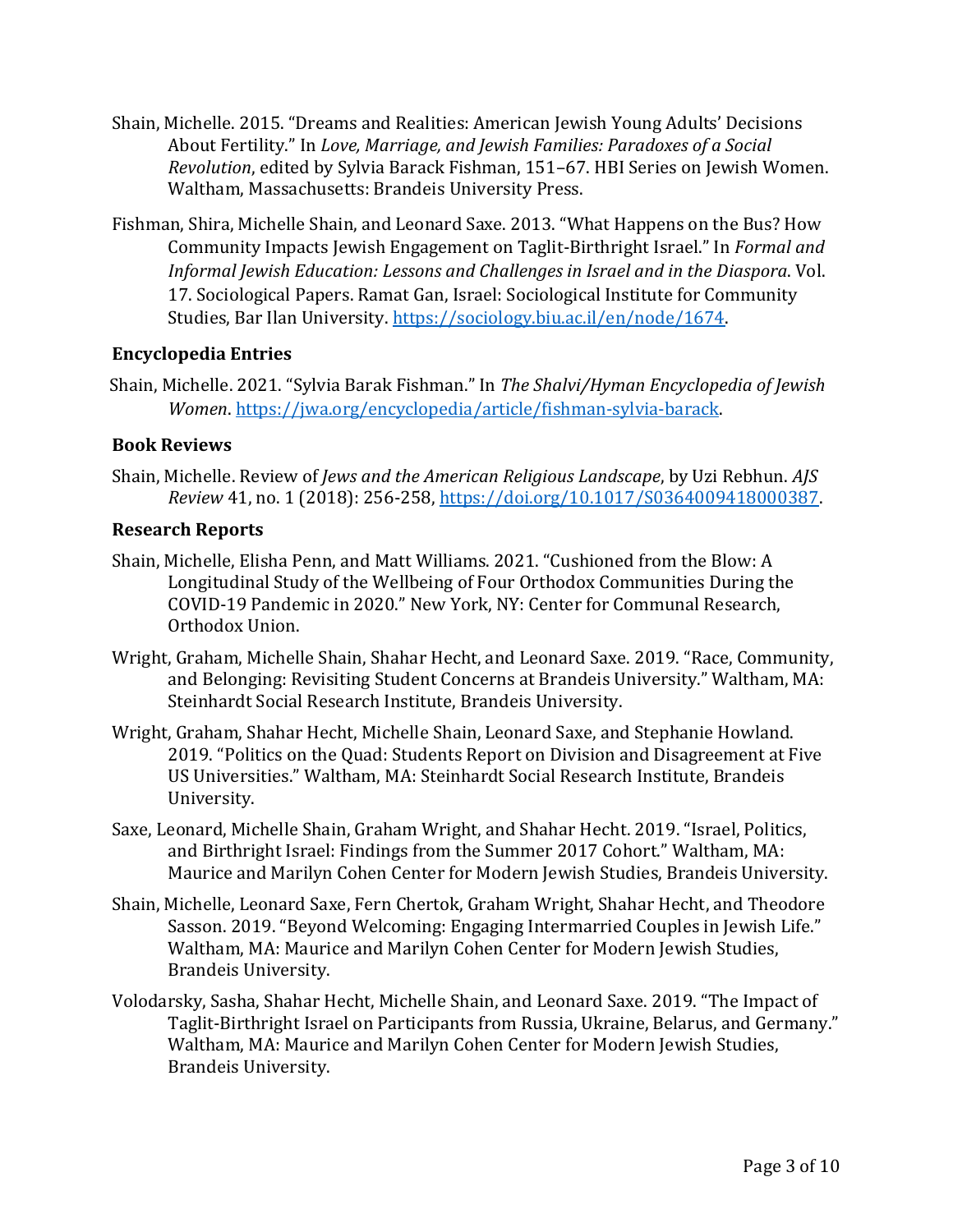Shain, Michelle. 2015. "Dreams and Realities: American Jewish Young Adults' Decisions About Fertility." In *Love, Marriage, and Jewish Families: Paradoxes of a Social Revolution*, edited by Sylvia Barack Fishman, 151–67. HBI Series on Jewish Women. Waltham, Massachusetts: Brandeis University Press.

Fishman, Shira, Michelle Shain, and Leonard Saxe. 2013. "What Happens on the Bus? How Community Impacts Jewish Engagement on Taglit-Birthright Israel." In *Formal and Informal Jewish Education: Lessons and Challenges in Israel and in the Diaspora*. Vol. 17. Sociological Papers. Ramat Gan, Israel: Sociological Institute for Community Studies, Bar Ilan University. https://sociology.biu.ac.il/en/node/1674.

### Encyclopedia Entries

Shain, Michelle. 2021. "Sylvia Barak Fishman." In *The Shalvi/Hyman Encyclopedia of Jewish Women*. https://jwa.org/encyclopedia/article/fishman-sylvia-barack.

### Book Reviews

Shain, Michelle. Review of *Jews and the American Religious Landscape*, by Uzi Rebhun. *AJS Review* 41, no. 1 (2018): 256-258, https://doi.org/10.1017/S0364009418000387.

### Research Reports

Shain, Michelle, Elisha Penn, and Matt Williams. 2021. "Cushioned from the Blow: A Longitudinal Study of the Wellbeing of Four Orthodox Communities During the COVID-19 Pandemic in 2020." New York, NY: Center for Communal Research, Orthodox Union.

Wright, Graham, Michelle Shain, Shahar Hecht, and Leonard Saxe. 2019. "Race, Community, and Belonging: Revisiting Student Concerns at Brandeis University." Waltham, MA: Steinhardt Social Research Institute, Brandeis University.

Wright, Graham, Shahar Hecht, Michelle Shain, Leonard Saxe, and Stephanie Howland. 2019. "Politics on the Quad: Students Report on Division and Disagreement at Five US Universities." Waltham, MA: Steinhardt Social Research Institute, Brandeis University.

Saxe, Leonard, Michelle Shain, Graham Wright, and Shahar Hecht. 2019. "Israel, Politics, and Birthright Israel: Findings from the Summer 2017 Cohort." Waltham, MA: Maurice and Marilyn Cohen Center for Modern Jewish Studies, Brandeis University.

Shain, Michelle, Leonard Saxe, Fern Chertok, Graham Wright, Shahar Hecht, and Theodore Sasson. 2019. "Beyond Welcoming: Engaging Intermarried Couples in Jewish Life." Waltham, MA: Maurice and Marilyn Cohen Center for Modern Jewish Studies, Brandeis University.

Volodarsky, Sasha, Shahar Hecht, Michelle Shain, and Leonard Saxe. 2019. "The Impact of Taglit-Birthright Israel on Participants from Russia, Ukraine, Belarus, and Germany." Waltham, MA: Maurice and Marilyn Cohen Center for Modern Jewish Studies, Brandeis University.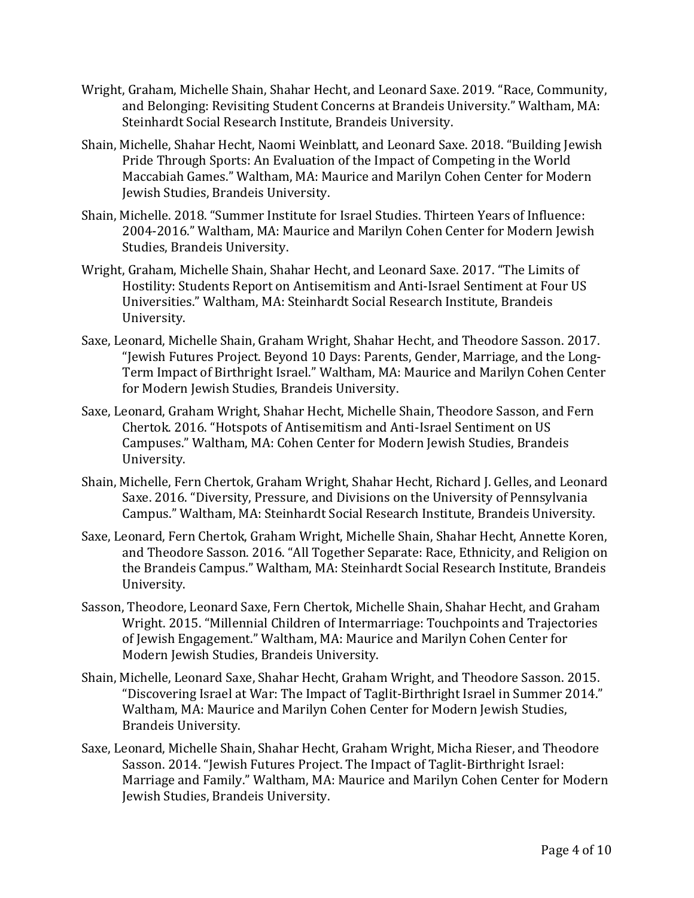Wright, Graham, Michelle Shain, Shahar Hecht, and Leonard Saxe. 2019. "Race, Community, and Belonging: Revisiting Student Concerns at Brandeis University." Waltham, MA: Steinhardt Social Research Institute, Brandeis University.

Shain, Michelle, Shahar Hecht, Naomi Weinblatt, and Leonard Saxe. 2018. "Building Jewish Pride Through Sports: An Evaluation of the Impact of Competing in the World Maccabiah Games." Waltham, MA: Maurice and Marilyn Cohen Center for Modern Jewish Studies, Brandeis University.

Shain, Michelle. 2018. "Summer Institute for Israel Studies. Thirteen Years of Influence: 2004-2016." Waltham, MA: Maurice and Marilyn Cohen Center for Modern Jewish Studies, Brandeis University.

Wright, Graham, Michelle Shain, Shahar Hecht, and Leonard Saxe. 2017. "The Limits of Hostility: Students Report on Antisemitism and Anti-Israel Sentiment at Four US Universities." Waltham, MA: Steinhardt Social Research Institute, Brandeis University.

Saxe, Leonard, Michelle Shain, Graham Wright, Shahar Hecht, and Theodore Sasson. 2017. "Jewish Futures Project. Beyond 10 Days: Parents, Gender, Marriage, and the Long-Term Impact of Birthright Israel." Waltham, MA: Maurice and Marilyn Cohen Center for Modern Jewish Studies, Brandeis University.

Saxe, Leonard, Graham Wright, Shahar Hecht, Michelle Shain, Theodore Sasson, and Fern Chertok. 2016. "Hotspots of Antisemitism and Anti-Israel Sentiment on US Campuses." Waltham, MA: Cohen Center for Modern Jewish Studies, Brandeis University.

Shain, Michelle, Fern Chertok, Graham Wright, Shahar Hecht, Richard J. Gelles, and Leonard Saxe. 2016. "Diversity, Pressure, and Divisions on the University of Pennsylvania Campus." Waltham, MA: Steinhardt Social Research Institute, Brandeis University.

Saxe, Leonard, Fern Chertok, Graham Wright, Michelle Shain, Shahar Hecht, Annette Koren, and Theodore Sasson. 2016. "All Together Separate: Race, Ethnicity, and Religion on the Brandeis Campus." Waltham, MA: Steinhardt Social Research Institute, Brandeis University.

Sasson, Theodore, Leonard Saxe, Fern Chertok, Michelle Shain, Shahar Hecht, and Graham Wright. 2015. "Millennial Children of Intermarriage: Touchpoints and Trajectories of Jewish Engagement." Waltham, MA: Maurice and Marilyn Cohen Center for Modern Jewish Studies, Brandeis University.

Shain, Michelle, Leonard Saxe, Shahar Hecht, Graham Wright, and Theodore Sasson. 2015. "Discovering Israel at War: The Impact of Taglit-Birthright Israel in Summer 2014." Waltham, MA: Maurice and Marilyn Cohen Center for Modern Jewish Studies, Brandeis University.

Saxe, Leonard, Michelle Shain, Shahar Hecht, Graham Wright, Micha Rieser, and Theodore Sasson. 2014. "Jewish Futures Project. The Impact of Taglit-Birthright Israel: Marriage and Family." Waltham, MA: Maurice and Marilyn Cohen Center for Modern Jewish Studies, Brandeis University.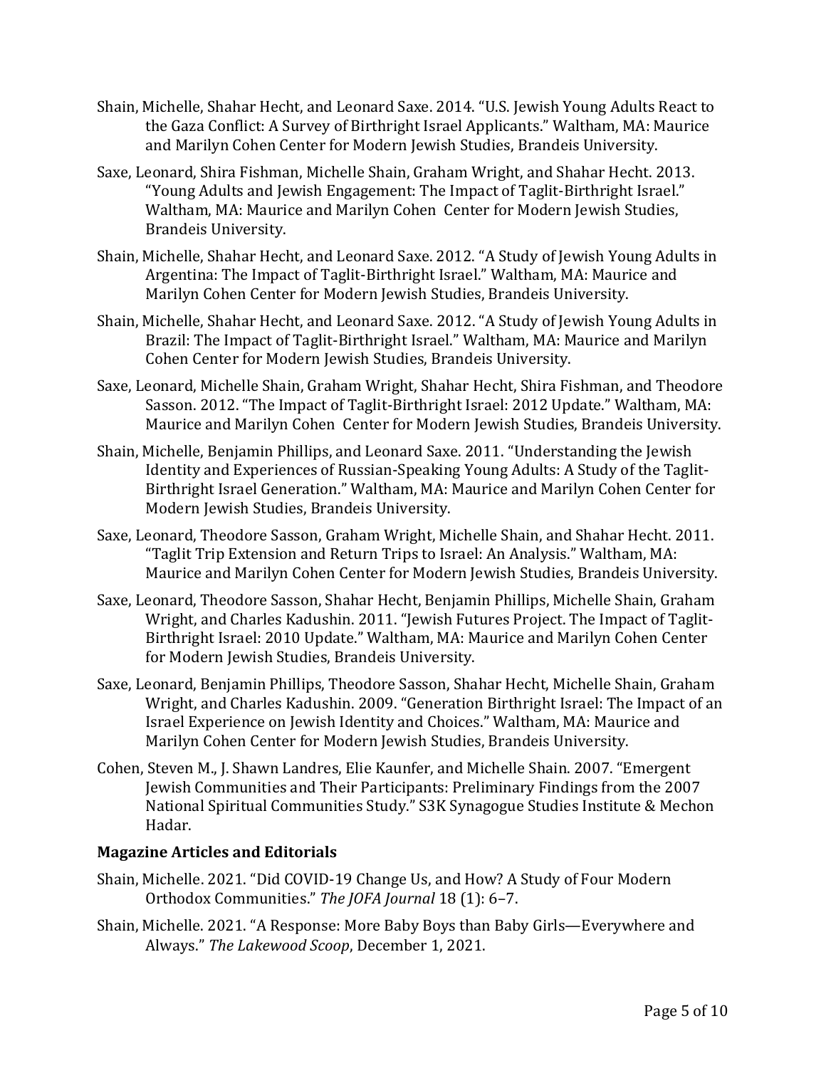Shain, Michelle, Shahar Hecht, and Leonard Saxe. 2014. "U.S. Jewish Young Adults React to the Gaza Conflict: A Survey of Birthright Israel Applicants." Waltham, MA: Maurice and Marilyn Cohen Center for Modern Jewish Studies, Brandeis University.

Saxe, Leonard, Shira Fishman, Michelle Shain, Graham Wright, and Shahar Hecht. 2013. "Young Adults and Jewish Engagement: The Impact of Taglit-Birthright Israel." Waltham, MA: Maurice and Marilyn Cohen Center for Modern Jewish Studies, Brandeis University.

Shain, Michelle, Shahar Hecht, and Leonard Saxe. 2012. "A Study of Jewish Young Adults in Argentina: The Impact of Taglit-Birthright Israel." Waltham, MA: Maurice and Marilyn Cohen Center for Modern Jewish Studies, Brandeis University.

Shain, Michelle, Shahar Hecht, and Leonard Saxe. 2012. "A Study of Jewish Young Adults in Brazil: The Impact of Taglit-Birthright Israel." Waltham, MA: Maurice and Marilyn Cohen Center for Modern Jewish Studies, Brandeis University.

Saxe, Leonard, Michelle Shain, Graham Wright, Shahar Hecht, Shira Fishman, and Theodore Sasson. 2012. "The Impact of Taglit-Birthright Israel: 2012 Update." Waltham, MA: Maurice and Marilyn Cohen Center for Modern Jewish Studies, Brandeis University.

Shain, Michelle, Benjamin Phillips, and Leonard Saxe. 2011. "Understanding the Jewish Identity and Experiences of Russian-Speaking Young Adults: A Study of the Taglit-Birthright Israel Generation." Waltham, MA: Maurice and Marilyn Cohen Center for Modern Jewish Studies, Brandeis University.

Saxe, Leonard, Theodore Sasson, Graham Wright, Michelle Shain, and Shahar Hecht. 2011. "Taglit Trip Extension and Return Trips to Israel: An Analysis." Waltham, MA: Maurice and Marilyn Cohen Center for Modern Jewish Studies, Brandeis University.

Saxe, Leonard, Theodore Sasson, Shahar Hecht, Benjamin Phillips, Michelle Shain, Graham Wright, and Charles Kadushin. 2011. "Jewish Futures Project. The Impact of Taglit-Birthright Israel: 2010 Update." Waltham, MA: Maurice and Marilyn Cohen Center for Modern Jewish Studies, Brandeis University.

Saxe, Leonard, Benjamin Phillips, Theodore Sasson, Shahar Hecht, Michelle Shain, Graham Wright, and Charles Kadushin. 2009. "Generation Birthright Israel: The Impact of an Israel Experience on Jewish Identity and Choices." Waltham, MA: Maurice and Marilyn Cohen Center for Modern Jewish Studies, Brandeis University.

Cohen, Steven M., J. Shawn Landres, Elie Kaunfer, and Michelle Shain. 2007. "Emergent Jewish Communities and Their Participants: Preliminary Findings from the 2007 National Spiritual Communities Study." S3K Synagogue Studies Institute & Mechon Hadar.

### Magazine Articles and Editorials

Shain, Michelle. 2021. "Did COVID-19 Change Us, and How? A Study of Four Modern Orthodox Communities." *The JOFA Journal* 18 (1): 6–7.

Shain, Michelle. 2021. "A Response: More Baby Boys than Baby Girls—Everywhere and Always." *The Lakewood Scoop*, December 1, 2021.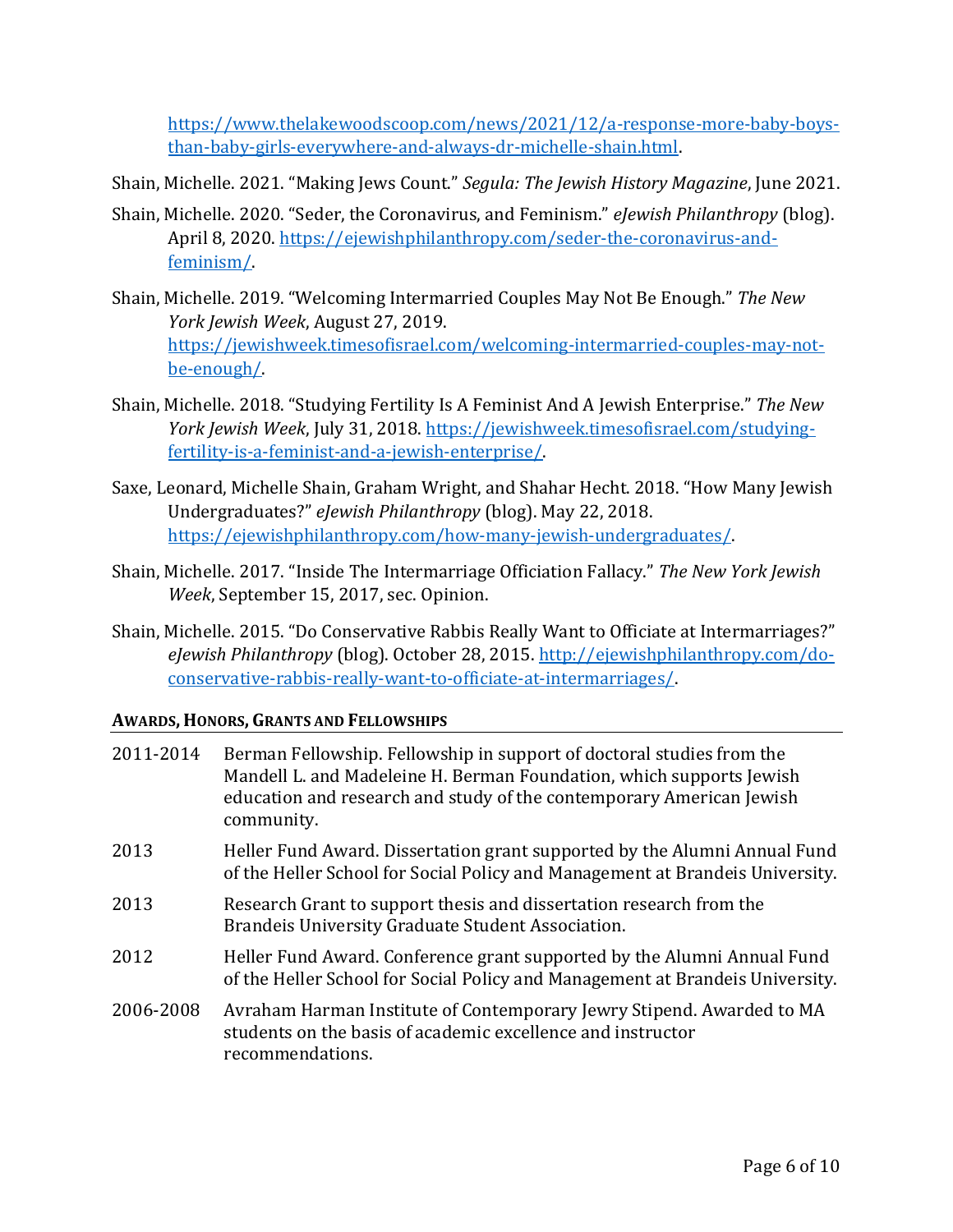https://www.thelakewoodscoop.com/news/2021/12/a-response-more-baby-boys-than-baby-girls-everywhere-and-always-dr-michelle-shain.html.

Shain, Michelle. 2021. "Making Jews Count." *Segula: The Jewish History Magazine*, June 2021.

Shain, Michelle. 2020. "Seder, the Coronavirus, and Feminism." *eJewish Philanthropy* (blog). April 8, 2020. https://ejewishphilanthropy.com/seder-the-coronavirus-and-feminism/.

Shain, Michelle. 2019. "Welcoming Intermarried Couples May Not Be Enough." *The New York Jewish Week*, August 27, 2019. https://jewishweek.timesofisrael.com/welcoming-intermarried-couples-may-not-be-enough/.

Shain, Michelle. 2018. "Studying Fertility Is A Feminist And A Jewish Enterprise." *The New York Jewish Week*, July 31, 2018. https://jewishweek.timesofisrael.com/studying-fertility-is-a-feminist-and-a-jewish-enterprise/.

Saxe, Leonard, Michelle Shain, Graham Wright, and Shahar Hecht. 2018. "How Many Jewish Undergraduates?" *eJewish Philanthropy* (blog). May 22, 2018. https://ejewishphilanthropy.com/how-many-jewish-undergraduates/.

Shain, Michelle. 2017. "Inside The Intermarriage Officiation Fallacy." *The New York Jewish Week*, September 15, 2017, sec. Opinion.

Shain, Michelle. 2015. "Do Conservative Rabbis Really Want to Officiate at Intermarriages?" *eJewish Philanthropy* (blog). October 28, 2015. http://ejewishphilanthropy.com/do-conservative-rabbis-really-want-to-officiate-at-intermarriages/.

## Awards, Honors, Grants and Fellowships

2011-2014 Berman Fellowship. Fellowship in support of doctoral studies from the Mandell L. and Madeleine H. Berman Foundation, which supports Jewish education and research and study of the contemporary American Jewish community.

2013 Heller Fund Award. Dissertation grant supported by the Alumni Annual Fund of the Heller School for Social Policy and Management at Brandeis University.

2013 Research Grant to support thesis and dissertation research from the Brandeis University Graduate Student Association.

2012 Heller Fund Award. Conference grant supported by the Alumni Annual Fund of the Heller School for Social Policy and Management at Brandeis University.

2006-2008 Avraham Harman Institute of Contemporary Jewry Stipend. Awarded to MA students on the basis of academic excellence and instructor recommendations.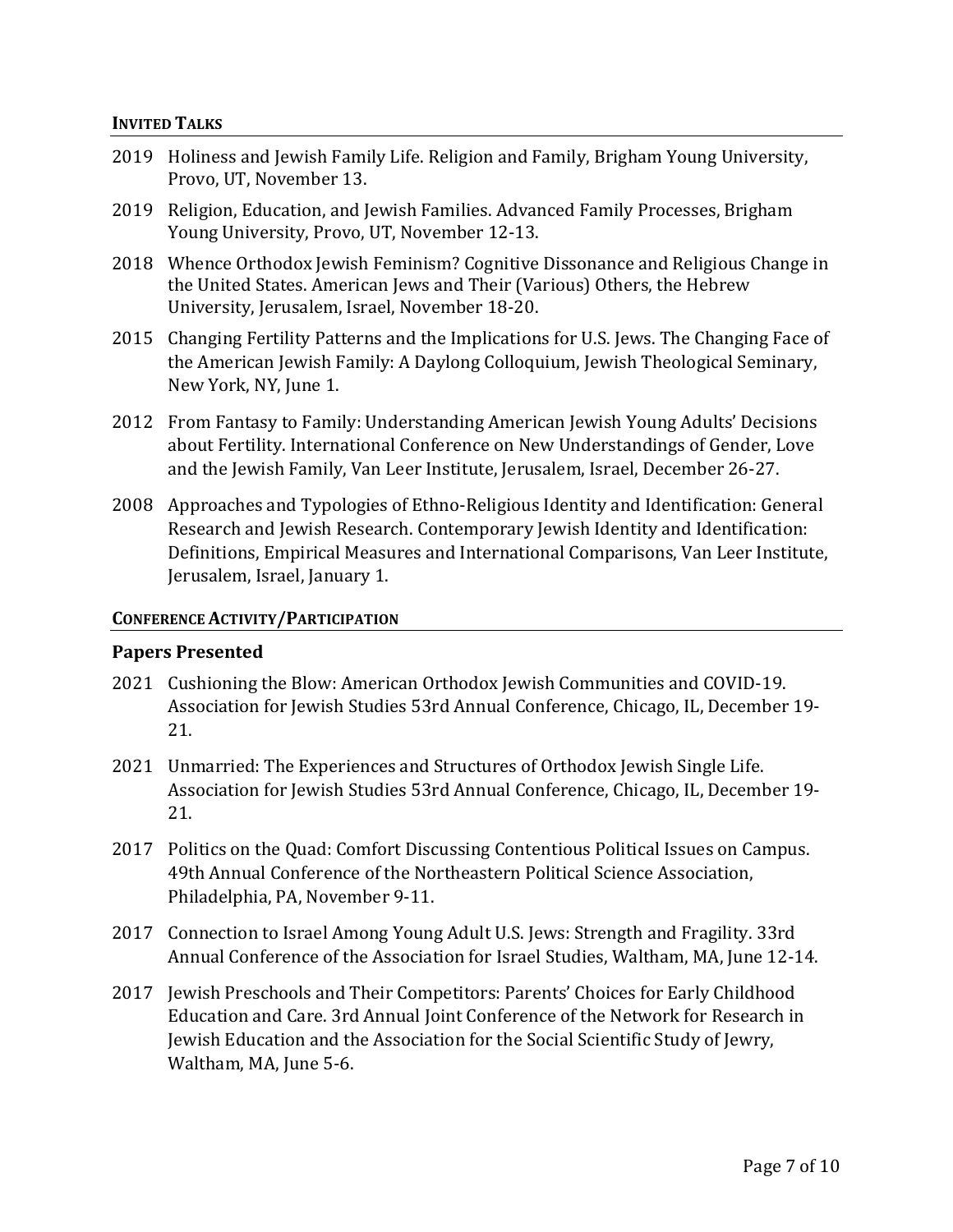## INVITED TALKS

2019 Holiness and Jewish Family Life. Religion and Family, Brigham Young University, Provo, UT, November 13.

2019 Religion, Education, and Jewish Families. Advanced Family Processes, Brigham Young University, Provo, UT, November 12-13.

2018 Whence Orthodox Jewish Feminism? Cognitive Dissonance and Religious Change in the United States. American Jews and Their (Various) Others, the Hebrew University, Jerusalem, Israel, November 18-20.

2015 Changing Fertility Patterns and the Implications for U.S. Jews. The Changing Face of the American Jewish Family: A Daylong Colloquium, Jewish Theological Seminary, New York, NY, June 1.

2012 From Fantasy to Family: Understanding American Jewish Young Adults' Decisions about Fertility. International Conference on New Understandings of Gender, Love and the Jewish Family, Van Leer Institute, Jerusalem, Israel, December 26-27.

2008 Approaches and Typologies of Ethno-Religious Identity and Identification: General Research and Jewish Research. Contemporary Jewish Identity and Identification: Definitions, Empirical Measures and International Comparisons, Van Leer Institute, Jerusalem, Israel, January 1.

## CONFERENCE ACTIVITY/PARTICIPATION

### Papers Presented

2021 Cushioning the Blow: American Orthodox Jewish Communities and COVID-19. Association for Jewish Studies 53rd Annual Conference, Chicago, IL, December 19-21.

2021 Unmarried: The Experiences and Structures of Orthodox Jewish Single Life. Association for Jewish Studies 53rd Annual Conference, Chicago, IL, December 19-21.

2017 Politics on the Quad: Comfort Discussing Contentious Political Issues on Campus. 49th Annual Conference of the Northeastern Political Science Association, Philadelphia, PA, November 9-11.

2017 Connection to Israel Among Young Adult U.S. Jews: Strength and Fragility. 33rd Annual Conference of the Association for Israel Studies, Waltham, MA, June 12-14.

2017 Jewish Preschools and Their Competitors: Parents' Choices for Early Childhood Education and Care. 3rd Annual Joint Conference of the Network for Research in Jewish Education and the Association for the Social Scientific Study of Jewry, Waltham, MA, June 5-6.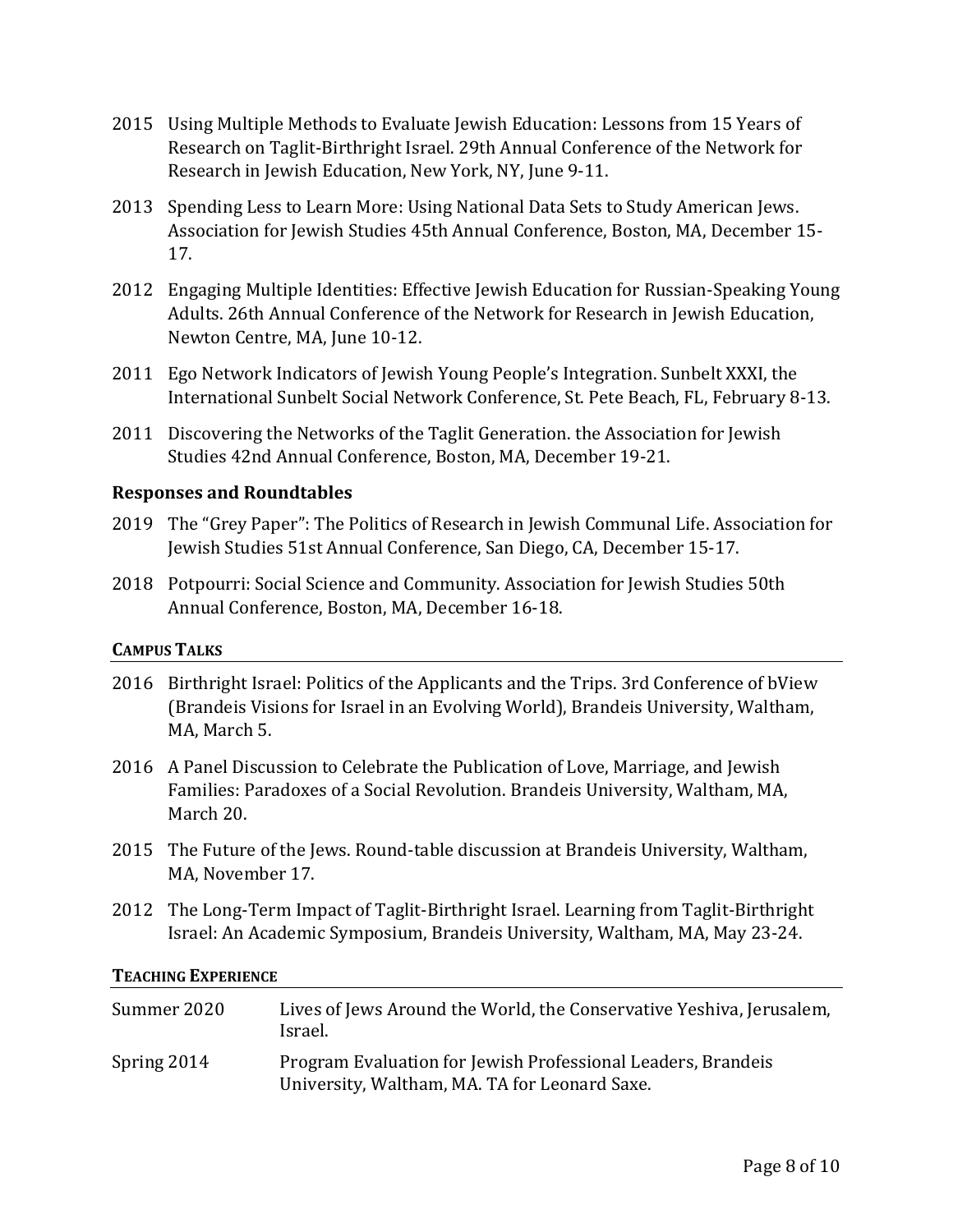2015 Using Multiple Methods to Evaluate Jewish Education: Lessons from 15 Years of Research on Taglit-Birthright Israel. 29th Annual Conference of the Network for Research in Jewish Education, New York, NY, June 9-11.

2013 Spending Less to Learn More: Using National Data Sets to Study American Jews. Association for Jewish Studies 45th Annual Conference, Boston, MA, December 15-17.

2012 Engaging Multiple Identities: Effective Jewish Education for Russian-Speaking Young Adults. 26th Annual Conference of the Network for Research in Jewish Education, Newton Centre, MA, June 10-12.

2011 Ego Network Indicators of Jewish Young People's Integration. Sunbelt XXXI, the International Sunbelt Social Network Conference, St. Pete Beach, FL, February 8-13.

2011 Discovering the Networks of the Taglit Generation. the Association for Jewish Studies 42nd Annual Conference, Boston, MA, December 19-21.

### Responses and Roundtables

2019 The "Grey Paper": The Politics of Research in Jewish Communal Life. Association for Jewish Studies 51st Annual Conference, San Diego, CA, December 15-17.

2018 Potpourri: Social Science and Community. Association for Jewish Studies 50th Annual Conference, Boston, MA, December 16-18.

## CAMPUS TALKS

2016 Birthright Israel: Politics of the Applicants and the Trips. 3rd Conference of bView (Brandeis Visions for Israel in an Evolving World), Brandeis University, Waltham, MA, March 5.

2016 A Panel Discussion to Celebrate the Publication of Love, Marriage, and Jewish Families: Paradoxes of a Social Revolution. Brandeis University, Waltham, MA, March 20.

2015 The Future of the Jews. Round-table discussion at Brandeis University, Waltham, MA, November 17.

2012 The Long-Term Impact of Taglit-Birthright Israel. Learning from Taglit-Birthright Israel: An Academic Symposium, Brandeis University, Waltham, MA, May 23-24.

## TEACHING EXPERIENCE

| | |
|---|---|
| Summer 2020 | Lives of Jews Around the World, the Conservative Yeshiva, Jerusalem, Israel. |
| Spring 2014 | Program Evaluation for Jewish Professional Leaders, Brandeis University, Waltham, MA. TA for Leonard Saxe. |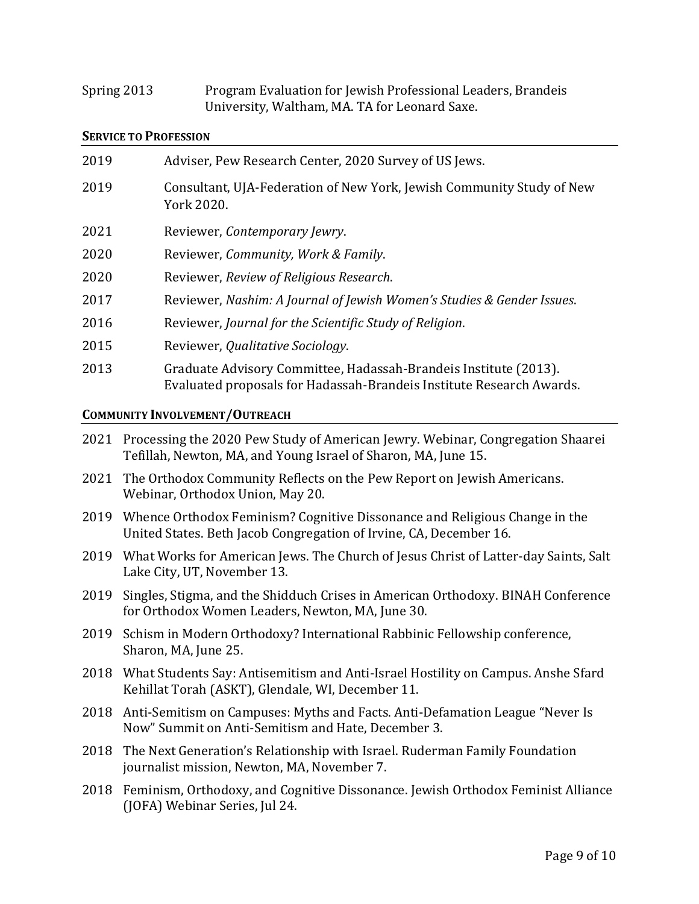Spring 2013 Program Evaluation for Jewish Professional Leaders, Brandeis University, Waltham, MA. TA for Leonard Saxe.

## Service to Profession

2019 Adviser, Pew Research Center, 2020 Survey of US Jews.

2019 Consultant, UJA-Federation of New York, Jewish Community Study of New York 2020.

2021 Reviewer, *Contemporary Jewry*.

2020 Reviewer, *Community, Work & Family*.

2020 Reviewer, *Review of Religious Research*.

2017 Reviewer, *Nashim: A Journal of Jewish Women's Studies & Gender Issues*.

2016 Reviewer, *Journal for the Scientific Study of Religion*.

2015 Reviewer, *Qualitative Sociology*.

2013 Graduate Advisory Committee, Hadassah-Brandeis Institute (2013). Evaluated proposals for Hadassah-Brandeis Institute Research Awards.

## Community Involvement/Outreach

2021 Processing the 2020 Pew Study of American Jewry. Webinar, Congregation Shaarei Tefillah, Newton, MA, and Young Israel of Sharon, MA, June 15.

2021 The Orthodox Community Reflects on the Pew Report on Jewish Americans. Webinar, Orthodox Union, May 20.

2019 Whence Orthodox Feminism? Cognitive Dissonance and Religious Change in the United States. Beth Jacob Congregation of Irvine, CA, December 16.

2019 What Works for American Jews. The Church of Jesus Christ of Latter-day Saints, Salt Lake City, UT, November 13.

2019 Singles, Stigma, and the Shidduch Crises in American Orthodoxy. BINAH Conference for Orthodox Women Leaders, Newton, MA, June 30.

2019 Schism in Modern Orthodoxy? International Rabbinic Fellowship conference, Sharon, MA, June 25.

2018 What Students Say: Antisemitism and Anti-Israel Hostility on Campus. Anshe Sfard Kehillat Torah (ASKT), Glendale, WI, December 11.

2018 Anti-Semitism on Campuses: Myths and Facts. Anti-Defamation League "Never Is Now" Summit on Anti-Semitism and Hate, December 3.

2018 The Next Generation's Relationship with Israel. Ruderman Family Foundation journalist mission, Newton, MA, November 7.

2018 Feminism, Orthodoxy, and Cognitive Dissonance. Jewish Orthodox Feminist Alliance (JOFA) Webinar Series, Jul 24.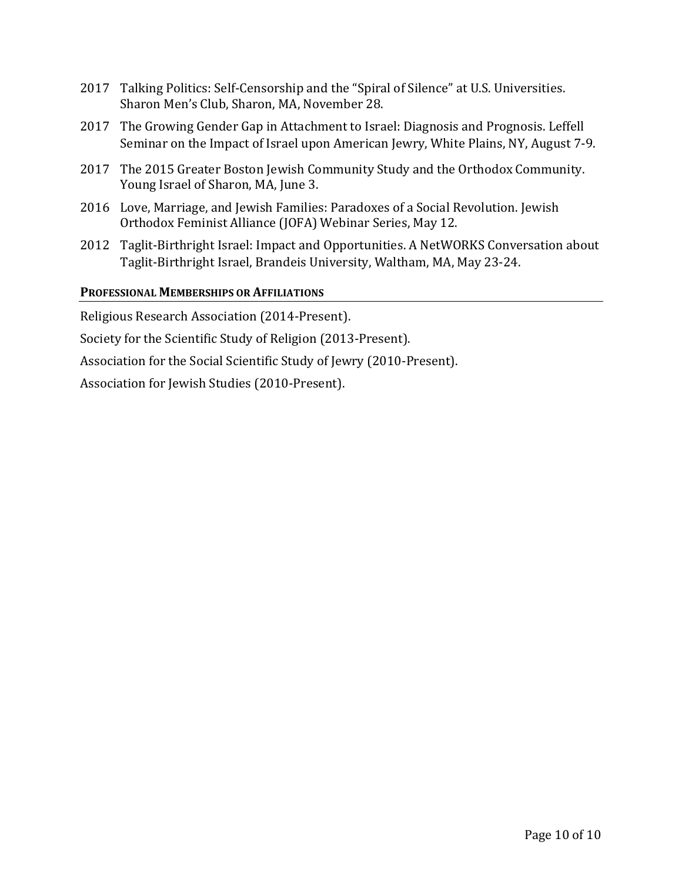2017 Talking Politics: Self-Censorship and the "Spiral of Silence" at U.S. Universities. Sharon Men's Club, Sharon, MA, November 28.

2017 The Growing Gender Gap in Attachment to Israel: Diagnosis and Prognosis. Leffell Seminar on the Impact of Israel upon American Jewry, White Plains, NY, August 7-9.

2017 The 2015 Greater Boston Jewish Community Study and the Orthodox Community. Young Israel of Sharon, MA, June 3.

2016 Love, Marriage, and Jewish Families: Paradoxes of a Social Revolution. Jewish Orthodox Feminist Alliance (JOFA) Webinar Series, May 12.

2012 Taglit-Birthright Israel: Impact and Opportunities. A NetWORKS Conversation about Taglit-Birthright Israel, Brandeis University, Waltham, MA, May 23-24.

## PROFESSIONAL MEMBERSHIPS OR AFFILIATIONS

Religious Research Association (2014-Present).

Society for the Scientific Study of Religion (2013-Present).

Association for the Social Scientific Study of Jewry (2010-Present).

Association for Jewish Studies (2010-Present).